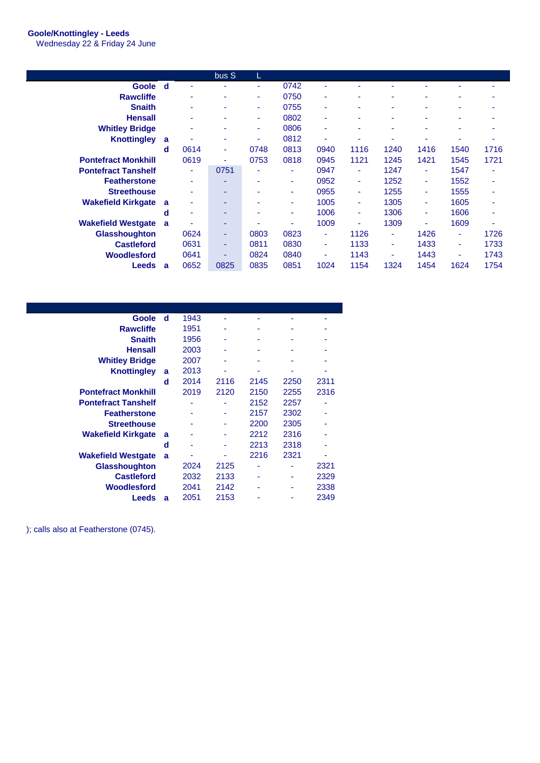**Goole/Knottingley - Leeds**
Wednesday 22 & Friday 24 June

| | | | bus S | L | | | | | | | |
|---|---|---|---|---|---|---|---|---|---|---|---|
| **Goole** | **d** | - | - | - | 0742 | - | - | - | - | - | - |
| **Rawcliffe** | | - | - | - | 0750 | - | - | - | - | - | - |
| **Snaith** | | - | - | - | 0755 | - | - | - | - | - | - |
| **Hensall** | | - | - | - | 0802 | - | - | - | - | - | - |
| **Whitley Bridge** | | - | - | - | 0806 | - | - | - | - | - | - |
| **Knottingley** | **a** | - | - | - | 0812 | - | - | - | - | - | - |
| | **d** | 0614 | - | 0748 | 0813 | 0940 | 1116 | 1240 | 1416 | 1540 | 1716 |
| **Pontefract Monkhill** | | 0619 | - | 0753 | 0818 | 0945 | 1121 | 1245 | 1421 | 1545 | 1721 |
| **Pontefract Tanshelf** | | - | 0751 | - | - | 0947 | - | 1247 | - | 1547 | - |
| **Featherstone** | | - | - | - | - | 0952 | - | 1252 | - | 1552 | - |
| **Streethouse** | | - | - | - | - | 0955 | - | 1255 | - | 1555 | - |
| **Wakefield Kirkgate** | **a** | - | - | - | - | 1005 | - | 1305 | - | 1605 | - |
| | **d** | - | - | - | - | 1006 | - | 1306 | - | 1606 | - |
| **Wakefield Westgate** | **a** | - | - | - | - | 1009 | - | 1309 | - | 1609 | - |
| **Glasshoughton** | | 0624 | - | 0803 | 0823 | - | 1126 | - | 1426 | - | 1726 |
| **Castleford** | | 0631 | - | 0811 | 0830 | - | 1133 | - | 1433 | - | 1733 |
| **Woodlesford** | | 0641 | - | 0824 | 0840 | - | 1143 | - | 1443 | - | 1743 |
| **Leeds** | **a** | 0652 | 0825 | 0835 | 0851 | 1024 | 1154 | 1324 | 1454 | 1624 | 1754 |

| | | | | | | |
|---|---|---|---|---|---|---|
| **Goole** | **d** | 1943 | - | - | - | - |
| **Rawcliffe** | | 1951 | - | - | - | - |
| **Snaith** | | 1956 | - | - | - | - |
| **Hensall** | | 2003 | - | - | - | - |
| **Whitley Bridge** | | 2007 | - | - | - | - |
| **Knottingley** | **a** | 2013 | - | - | - | - |
| | **d** | 2014 | 2116 | 2145 | 2250 | 2311 |
| **Pontefract Monkhill** | | 2019 | 2120 | 2150 | 2255 | 2316 |
| **Pontefract Tanshelf** | | - | - | 2152 | 2257 | - |
| **Featherstone** | | - | - | 2157 | 2302 | - |
| **Streethouse** | | - | - | 2200 | 2305 | - |
| **Wakefield Kirkgate** | **a** | - | - | 2212 | 2316 | - |
| | **d** | - | - | 2213 | 2318 | - |
| **Wakefield Westgate** | **a** | - | - | 2216 | 2321 | - |
| **Glasshoughton** | | 2024 | 2125 | - | - | 2321 |
| **Castleford** | | 2032 | 2133 | - | - | 2329 |
| **Woodlesford** | | 2041 | 2142 | - | - | 2338 |
| **Leeds** | **a** | 2051 | 2153 | - | - | 2349 |

); calls also at Featherstone (0745).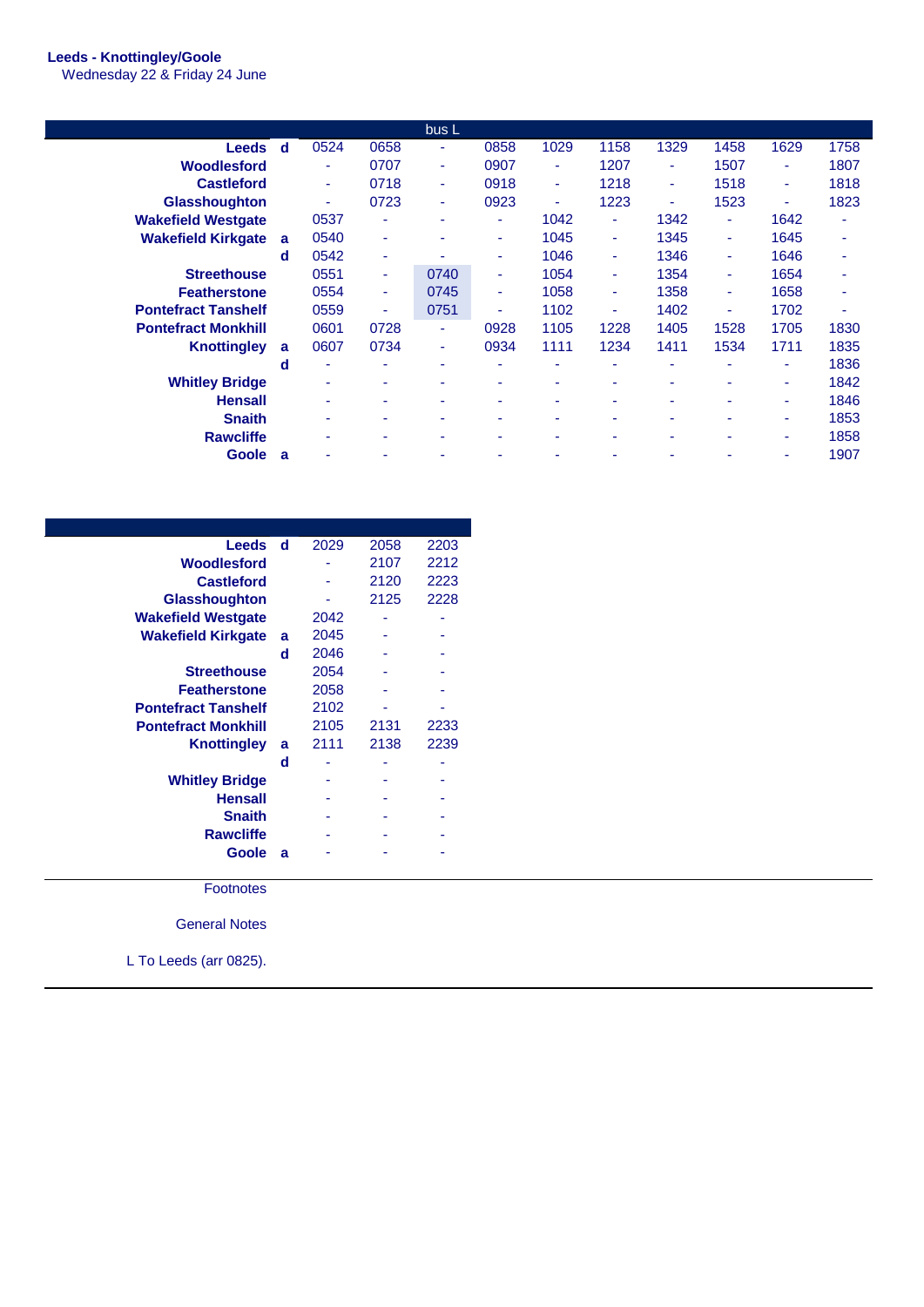**Leeds - Knottingley/Goole**
Wednesday 22 & Friday 24 June

| | | | | bus L | | | | | | | |
|---|---|---|---|---|---|---|---|---|---|---|---|
| **Leeds** | **d** | 0524 | 0658 | - | 0858 | 1029 | 1158 | 1329 | 1458 | 1629 | 1758 |
| **Woodlesford** | | - | 0707 | - | 0907 | - | 1207 | - | 1507 | - | 1807 |
| **Castleford** | | - | 0718 | - | 0918 | - | 1218 | - | 1518 | - | 1818 |
| **Glasshoughton** | | - | 0723 | - | 0923 | - | 1223 | - | 1523 | - | 1823 |
| **Wakefield Westgate** | | 0537 | - | - | - | 1042 | - | 1342 | - | 1642 | - |
| **Wakefield Kirkgate** | **a** | 0540 | - | - | - | 1045 | - | 1345 | - | 1645 | - |
| | **d** | 0542 | - | - | - | 1046 | - | 1346 | - | 1646 | - |
| **Streethouse** | | 0551 | - | 0740 | - | 1054 | - | 1354 | - | 1654 | - |
| **Featherstone** | | 0554 | - | 0745 | - | 1058 | - | 1358 | - | 1658 | - |
| **Pontefract Tanshelf** | | 0559 | - | 0751 | - | 1102 | - | 1402 | - | 1702 | - |
| **Pontefract Monkhill** | | 0601 | 0728 | - | 0928 | 1105 | 1228 | 1405 | 1528 | 1705 | 1830 |
| **Knottingley** | **a** | 0607 | 0734 | - | 0934 | 1111 | 1234 | 1411 | 1534 | 1711 | 1835 |
| | **d** | - | - | - | - | - | - | - | - | - | 1836 |
| **Whitley Bridge** | | - | - | - | - | - | - | - | - | - | 1842 |
| **Hensall** | | - | - | - | - | - | - | - | - | - | 1846 |
| **Snaith** | | - | - | - | - | - | - | - | - | - | 1853 |
| **Rawcliffe** | | - | - | - | - | - | - | - | - | - | 1858 |
| **Goole** | **a** | - | - | - | - | - | - | - | - | - | 1907 |

| | | | | |
|---|---|---|---|---|
| **Leeds** | **d** | 2029 | 2058 | 2203 |
| **Woodlesford** | | - | 2107 | 2212 |
| **Castleford** | | - | 2120 | 2223 |
| **Glasshoughton** | | - | 2125 | 2228 |
| **Wakefield Westgate** | | 2042 | - | - |
| **Wakefield Kirkgate** | **a** | 2045 | - | - |
| | **d** | 2046 | - | - |
| **Streethouse** | | 2054 | - | - |
| **Featherstone** | | 2058 | - | - |
| **Pontefract Tanshelf** | | 2102 | - | - |
| **Pontefract Monkhill** | | 2105 | 2131 | 2233 |
| **Knottingley** | **a** | 2111 | 2138 | 2239 |
| | **d** | - | - | - |
| **Whitley Bridge** | | - | - | - |
| **Hensall** | | - | - | - |
| **Snaith** | | - | - | - |
| **Rawcliffe** | | - | - | - |
| **Goole** | **a** | - | - | - |

Footnotes

General Notes

L To Leeds (arr 0825).